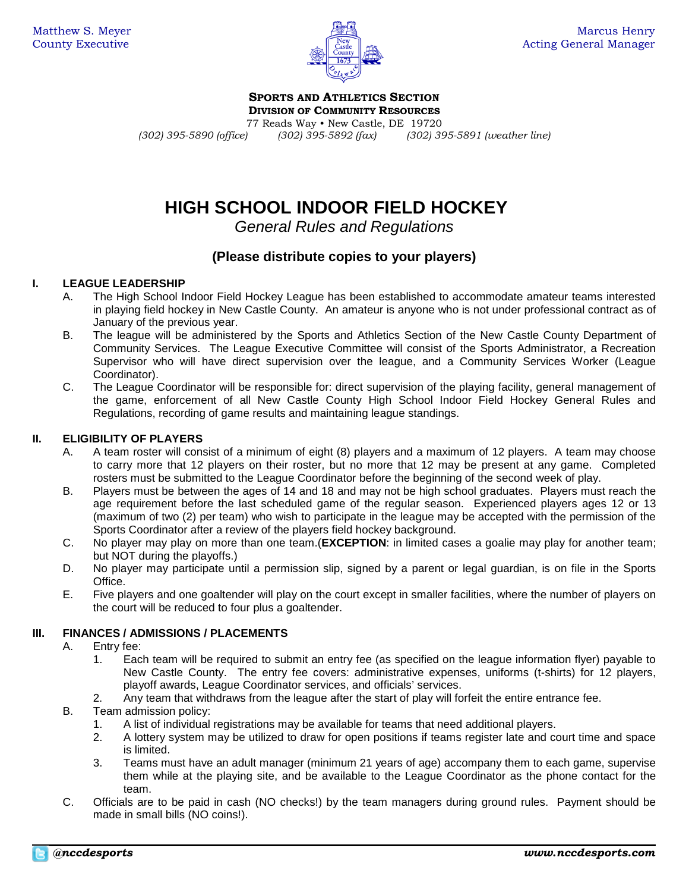Matthew S. Meyer
County Executive

Marcus Henry
Acting General Manager

**SPORTS AND ATHLETICS SECTION**
**DIVISION OF COMMUNITY RESOURCES**
77 Reads Way • New Castle, DE 19720
*(302) 395-5890 (office)* *(302) 395-5892 (fax)* *(302) 395-5891 (weather line)*

# HIGH SCHOOL INDOOR FIELD HOCKEY

*General Rules and Regulations*

### (Please distribute copies to your players)

## I. LEAGUE LEADERSHIP

A. The High School Indoor Field Hockey League has been established to accommodate amateur teams interested in playing field hockey in New Castle County. An amateur is anyone who is not under professional contract as of January of the previous year.

B. The league will be administered by the Sports and Athletics Section of the New Castle County Department of Community Services. The League Executive Committee will consist of the Sports Administrator, a Recreation Supervisor who will have direct supervision over the league, and a Community Services Worker (League Coordinator).

C. The League Coordinator will be responsible for: direct supervision of the playing facility, general management of the game, enforcement of all New Castle County High School Indoor Field Hockey General Rules and Regulations, recording of game results and maintaining league standings.

## II. ELIGIBILITY OF PLAYERS

A. A team roster will consist of a minimum of eight (8) players and a maximum of 12 players. A team may choose to carry more that 12 players on their roster, but no more that 12 may be present at any game. Completed rosters must be submitted to the League Coordinator before the beginning of the second week of play.

B. Players must be between the ages of 14 and 18 and may not be high school graduates. Players must reach the age requirement before the last scheduled game of the regular season. Experienced players ages 12 or 13 (maximum of two (2) per team) who wish to participate in the league may be accepted with the permission of the Sports Coordinator after a review of the players field hockey background.

C. No player may play on more than one team.(**EXCEPTION**: in limited cases a goalie may play for another team; but NOT during the playoffs.)

D. No player may participate until a permission slip, signed by a parent or legal guardian, is on file in the Sports Office.

E. Five players and one goaltender will play on the court except in smaller facilities, where the number of players on the court will be reduced to four plus a goaltender.

## III. FINANCES / ADMISSIONS / PLACEMENTS

A. Entry fee:

1. Each team will be required to submit an entry fee (as specified on the league information flyer) payable to New Castle County. The entry fee covers: administrative expenses, uniforms (t-shirts) for 12 players, playoff awards, League Coordinator services, and officials' services.
2. Any team that withdraws from the league after the start of play will forfeit the entire entrance fee.

B. Team admission policy:

1. A list of individual registrations may be available for teams that need additional players.
2. A lottery system may be utilized to draw for open positions if teams register late and court time and space is limited.
3. Teams must have an adult manager (minimum 21 years of age) accompany them to each game, supervise them while at the playing site, and be available to the League Coordinator as the phone contact for the team.

C. Officials are to be paid in cash (NO checks!) by the team managers during ground rules. Payment should be made in small bills (NO coins!).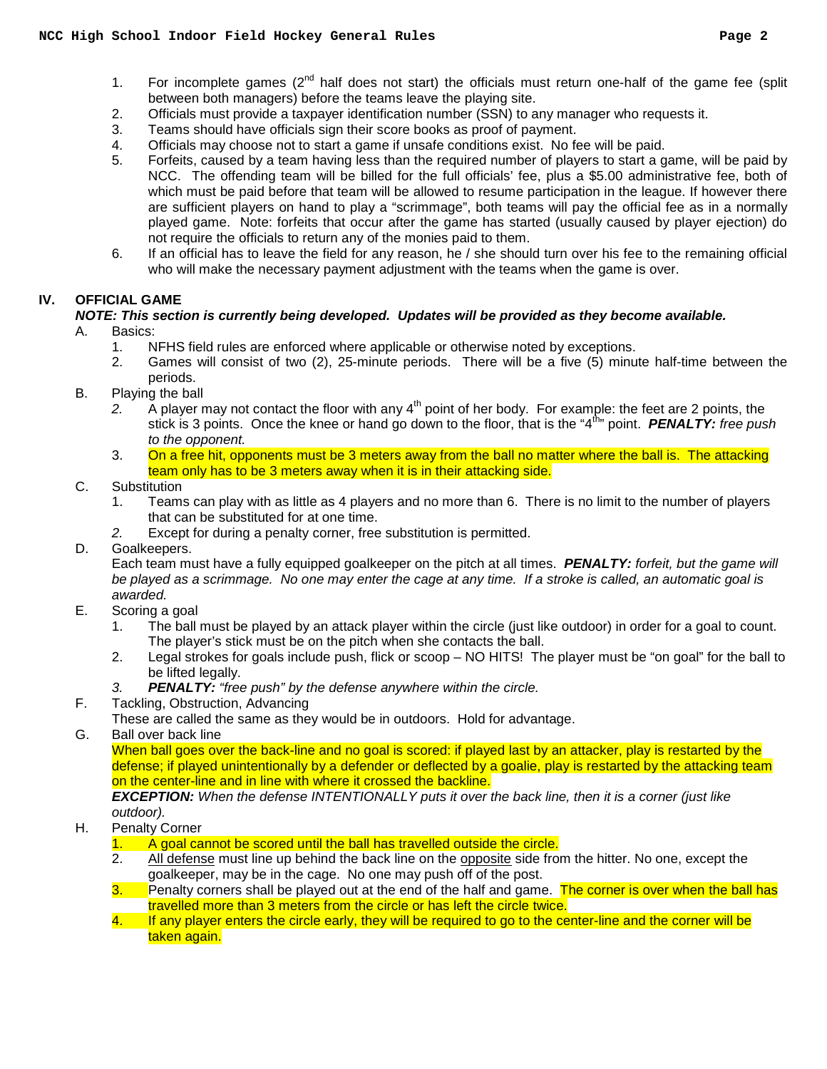1. For incomplete games ($2^{nd}$ half does not start) the officials must return one-half of the game fee (split between both managers) before the teams leave the playing site.
2. Officials must provide a taxpayer identification number (SSN) to any manager who requests it.
3. Teams should have officials sign their score books as proof of payment.
4. Officials may choose not to start a game if unsafe conditions exist. No fee will be paid.
5. Forfeits, caused by a team having less than the required number of players to start a game, will be paid by NCC. The offending team will be billed for the full officials' fee, plus a $5.00 administrative fee, both of which must be paid before that team will be allowed to resume participation in the league. If however there are sufficient players on hand to play a "scrimmage", both teams will pay the official fee as in a normally played game. Note: forfeits that occur after the game has started (usually caused by player ejection) do not require the officials to return any of the monies paid to them.
6. If an official has to leave the field for any reason, he / she should turn over his fee to the remaining official who will make the necessary payment adjustment with the teams when the game is over.

## IV. OFFICIAL GAME

***NOTE: This section is currently being developed. Updates will be provided as they become available.***

A. Basics:
   1. NFHS field rules are enforced where applicable or otherwise noted by exceptions.
   2. Games will consist of two (2), 25-minute periods. There will be a five (5) minute half-time between the periods.

B. Playing the ball
   *2.* A player may not contact the floor with any $4^{th}$ point of her body. For example: the feet are 2 points, the stick is 3 points. Once the knee or hand go down to the floor, that is the "$4^{th}$" point. ***PENALTY:*** *free push to the opponent.*
   3. On a free hit, opponents must be 3 meters away from the ball no matter where the ball is. The attacking team only has to be 3 meters away when it is in their attacking side.

C. Substitution
   1. Teams can play with as little as 4 players and no more than 6. There is no limit to the number of players that can be substituted for at one time.
   *2.* Except for during a penalty corner, free substitution is permitted.

D. Goalkeepers.
   Each team must have a fully equipped goalkeeper on the pitch at all times. ***PENALTY:*** *forfeit, but the game will be played as a scrimmage. No one may enter the cage at any time. If a stroke is called, an automatic goal is awarded.*

E. Scoring a goal
   1. The ball must be played by an attack player within the circle (just like outdoor) in order for a goal to count. The player's stick must be on the pitch when she contacts the ball.
   2. Legal strokes for goals include push, flick or scoop – NO HITS! The player must be "on goal" for the ball to be lifted legally.
   *3.* ***PENALTY:*** *"free push" by the defense anywhere within the circle.*

F. Tackling, Obstruction, Advancing
   These are called the same as they would be in outdoors. Hold for advantage.

G. Ball over back line
   When ball goes over the back-line and no goal is scored: if played last by an attacker, play is restarted by the defense; if played unintentionally by a defender or deflected by a goalie, play is restarted by the attacking team on the center-line and in line with where it crossed the backline.
   ***EXCEPTION:*** *When the defense INTENTIONALLY puts it over the back line, then it is a corner (just like outdoor).*

H. Penalty Corner
   1. A goal cannot be scored until the ball has travelled outside the circle.
   2. <u>All defense</u> must line up behind the back line on the <u>opposite</u> side from the hitter. No one, except the goalkeeper, may be in the cage. No one may push off of the post.
   3. Penalty corners shall be played out at the end of the half and game. The corner is over when the ball has travelled more than 3 meters from the circle or has left the circle twice.
   4. If any player enters the circle early, they will be required to go to the center-line and the corner will be taken again.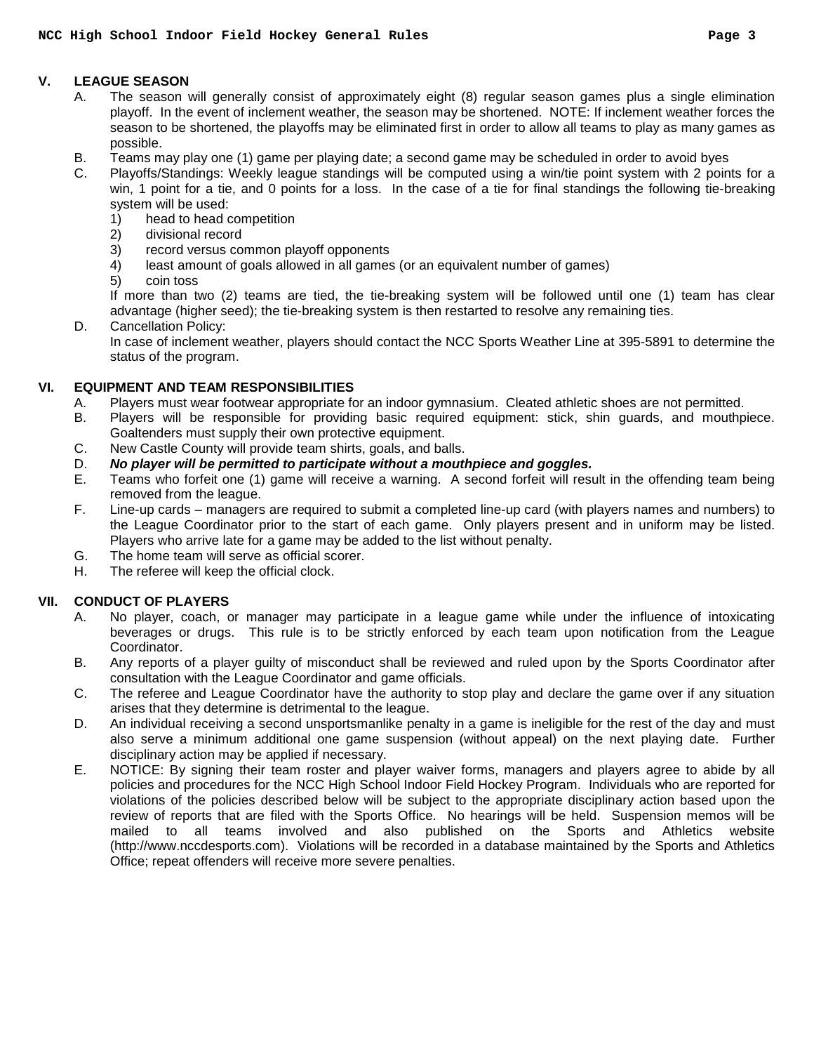## V. LEAGUE SEASON

A. The season will generally consist of approximately eight (8) regular season games plus a single elimination playoff. In the event of inclement weather, the season may be shortened. NOTE: If inclement weather forces the season to be shortened, the playoffs may be eliminated first in order to allow all teams to play as many games as possible.

B. Teams may play one (1) game per playing date; a second game may be scheduled in order to avoid byes

C. Playoffs/Standings: Weekly league standings will be computed using a win/tie point system with 2 points for a win, 1 point for a tie, and 0 points for a loss. In the case of a tie for final standings the following tie-breaking system will be used:

   1) head to head competition
   2) divisional record
   3) record versus common playoff opponents
   4) least amount of goals allowed in all games (or an equivalent number of games)
   5) coin toss

   If more than two (2) teams are tied, the tie-breaking system will be followed until one (1) team has clear advantage (higher seed); the tie-breaking system is then restarted to resolve any remaining ties.

D. Cancellation Policy:
   In case of inclement weather, players should contact the NCC Sports Weather Line at 395-5891 to determine the status of the program.

## VI. EQUIPMENT AND TEAM RESPONSIBILITIES

A. Players must wear footwear appropriate for an indoor gymnasium. Cleated athletic shoes are not permitted.

B. Players will be responsible for providing basic required equipment: stick, shin guards, and mouthpiece. Goaltenders must supply their own protective equipment.

C. New Castle County will provide team shirts, goals, and balls.

D. ***No player will be permitted to participate without a mouthpiece and goggles.***

E. Teams who forfeit one (1) game will receive a warning. A second forfeit will result in the offending team being removed from the league.

F. Line-up cards – managers are required to submit a completed line-up card (with players names and numbers) to the League Coordinator prior to the start of each game. Only players present and in uniform may be listed. Players who arrive late for a game may be added to the list without penalty.

G. The home team will serve as official scorer.

H. The referee will keep the official clock.

## VII. CONDUCT OF PLAYERS

A. No player, coach, or manager may participate in a league game while under the influence of intoxicating beverages or drugs. This rule is to be strictly enforced by each team upon notification from the League Coordinator.

B. Any reports of a player guilty of misconduct shall be reviewed and ruled upon by the Sports Coordinator after consultation with the League Coordinator and game officials.

C. The referee and League Coordinator have the authority to stop play and declare the game over if any situation arises that they determine is detrimental to the league.

D. An individual receiving a second unsportsmanlike penalty in a game is ineligible for the rest of the day and must also serve a minimum additional one game suspension (without appeal) on the next playing date. Further disciplinary action may be applied if necessary.

E. NOTICE: By signing their team roster and player waiver forms, managers and players agree to abide by all policies and procedures for the NCC High School Indoor Field Hockey Program. Individuals who are reported for violations of the policies described below will be subject to the appropriate disciplinary action based upon the review of reports that are filed with the Sports Office. No hearings will be held. Suspension memos will be mailed to all teams involved and also published on the Sports and Athletics website (http://www.nccdesports.com). Violations will be recorded in a database maintained by the Sports and Athletics Office; repeat offenders will receive more severe penalties.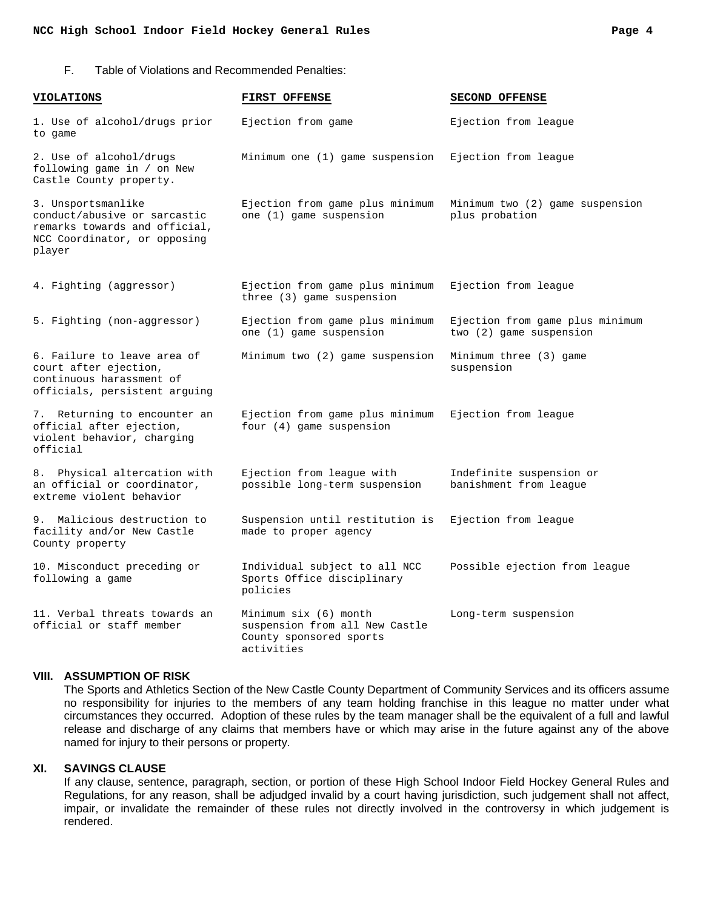F. Table of Violations and Recommended Penalties:

| VIOLATIONS | FIRST OFFENSE | SECOND OFFENSE |
|---|---|---|
| 1. Use of alcohol/drugs prior to game | Ejection from game | Ejection from league |
| 2. Use of alcohol/drugs following game in / on New Castle County property. | Minimum one (1) game suspension | Ejection from league |
| 3. Unsportsmanlike conduct/abusive or sarcastic remarks towards and official, NCC Coordinator, or opposing player | Ejection from game plus minimum one (1) game suspension | Minimum two (2) game suspension plus probation |
| 4. Fighting (aggressor) | Ejection from game plus minimum three (3) game suspension | Ejection from league |
| 5. Fighting (non-aggressor) | Ejection from game plus minimum one (1) game suspension | Ejection from game plus minimum two (2) game suspension |
| 6. Failure to leave area of court after ejection, continuous harassment of officials, persistent arguing | Minimum two (2) game suspension | Minimum three (3) game suspension |
| 7. Returning to encounter an official after ejection, violent behavior, charging official | Ejection from game plus minimum four (4) game suspension | Ejection from league |
| 8. Physical altercation with an official or coordinator, extreme violent behavior | Ejection from league with possible long-term suspension | Indefinite suspension or banishment from league |
| 9. Malicious destruction to facility and/or New Castle County property | Suspension until restitution is made to proper agency | Ejection from league |
| 10. Misconduct preceding or following a game | Individual subject to all NCC Sports Office disciplinary policies | Possible ejection from league |
| 11. Verbal threats towards an official or staff member | Minimum six (6) month suspension from all New Castle County sponsored sports activities | Long-term suspension |

## VIII. ASSUMPTION OF RISK

The Sports and Athletics Section of the New Castle County Department of Community Services and its officers assume no responsibility for injuries to the members of any team holding franchise in this league no matter under what circumstances they occurred. Adoption of these rules by the team manager shall be the equivalent of a full and lawful release and discharge of any claims that members have or which may arise in the future against any of the above named for injury to their persons or property.

## XI. SAVINGS CLAUSE

If any clause, sentence, paragraph, section, or portion of these High School Indoor Field Hockey General Rules and Regulations, for any reason, shall be adjudged invalid by a court having jurisdiction, such judgement shall not affect, impair, or invalidate the remainder of these rules not directly involved in the controversy in which judgement is rendered.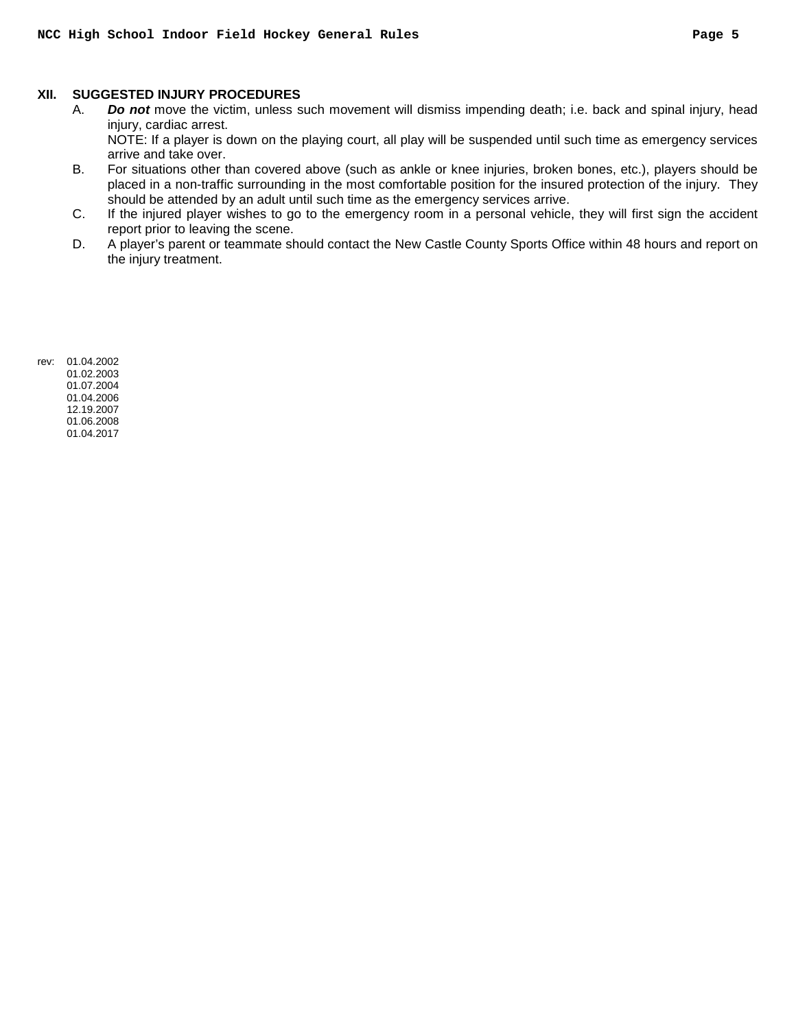## XII. SUGGESTED INJURY PROCEDURES

A. ***Do not*** move the victim, unless such movement will dismiss impending death; i.e. back and spinal injury, head injury, cardiac arrest.
   NOTE: If a player is down on the playing court, all play will be suspended until such time as emergency services arrive and take over.

B. For situations other than covered above (such as ankle or knee injuries, broken bones, etc.), players should be placed in a non-traffic surrounding in the most comfortable position for the insured protection of the injury. They should be attended by an adult until such time as the emergency services arrive.

C. If the injured player wishes to go to the emergency room in a personal vehicle, they will first sign the accident report prior to leaving the scene.

D. A player's parent or teammate should contact the New Castle County Sports Office within 48 hours and report on the injury treatment.

rev: 01.04.2002
01.02.2003
01.07.2004
01.04.2006
12.19.2007
01.06.2008
01.04.2017